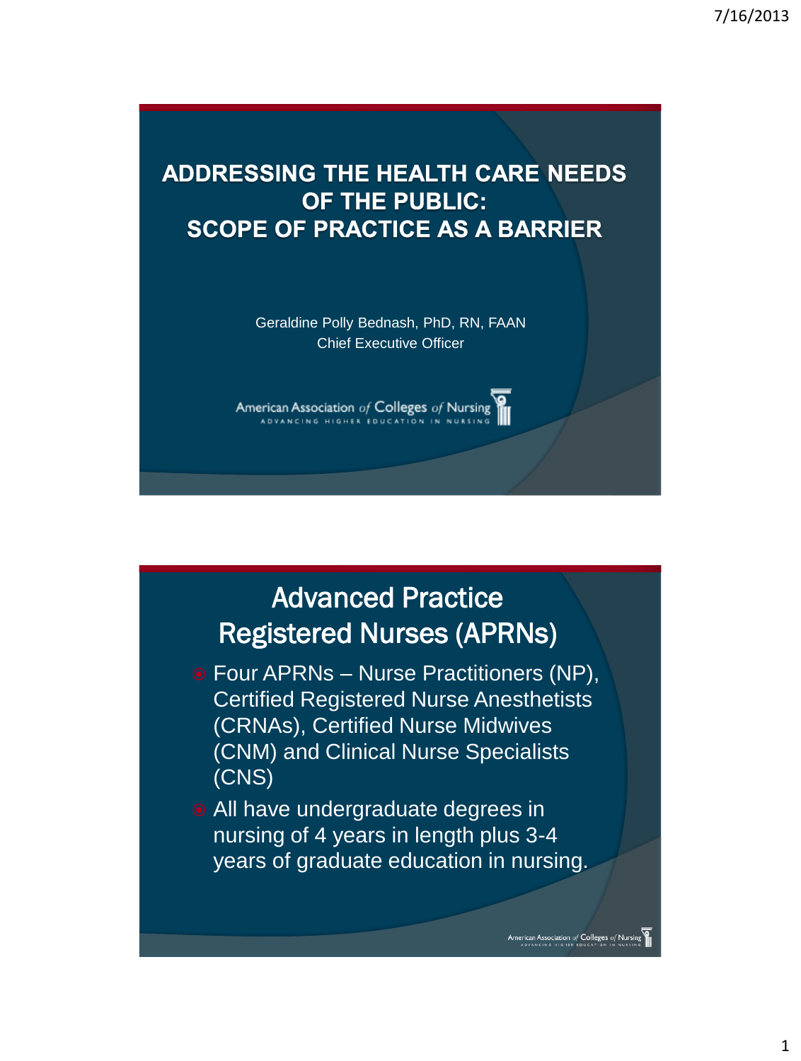# ADDRESSING THE HEALTH CARE NEEDS OF THE PUBLIC: SCOPE OF PRACTICE AS A BARRIER

Geraldine Polly Bednash, PhD, RN, FAAN
Chief Executive Officer

American Association *of* Colleges *of* Nursing
ADVANCING HIGHER EDUCATION IN NURSING

## Advanced Practice Registered Nurses (APRNs)

- Four APRNs – Nurse Practitioners (NP), Certified Registered Nurse Anesthetists (CRNAs), Certified Nurse Midwives (CNM) and Clinical Nurse Specialists (CNS)
- All have undergraduate degrees in nursing of 4 years in length plus 3-4 years of graduate education in nursing.

American Association *of* Colleges *of* Nursing
ADVANCING HIGHER EDUCATION IN NURSING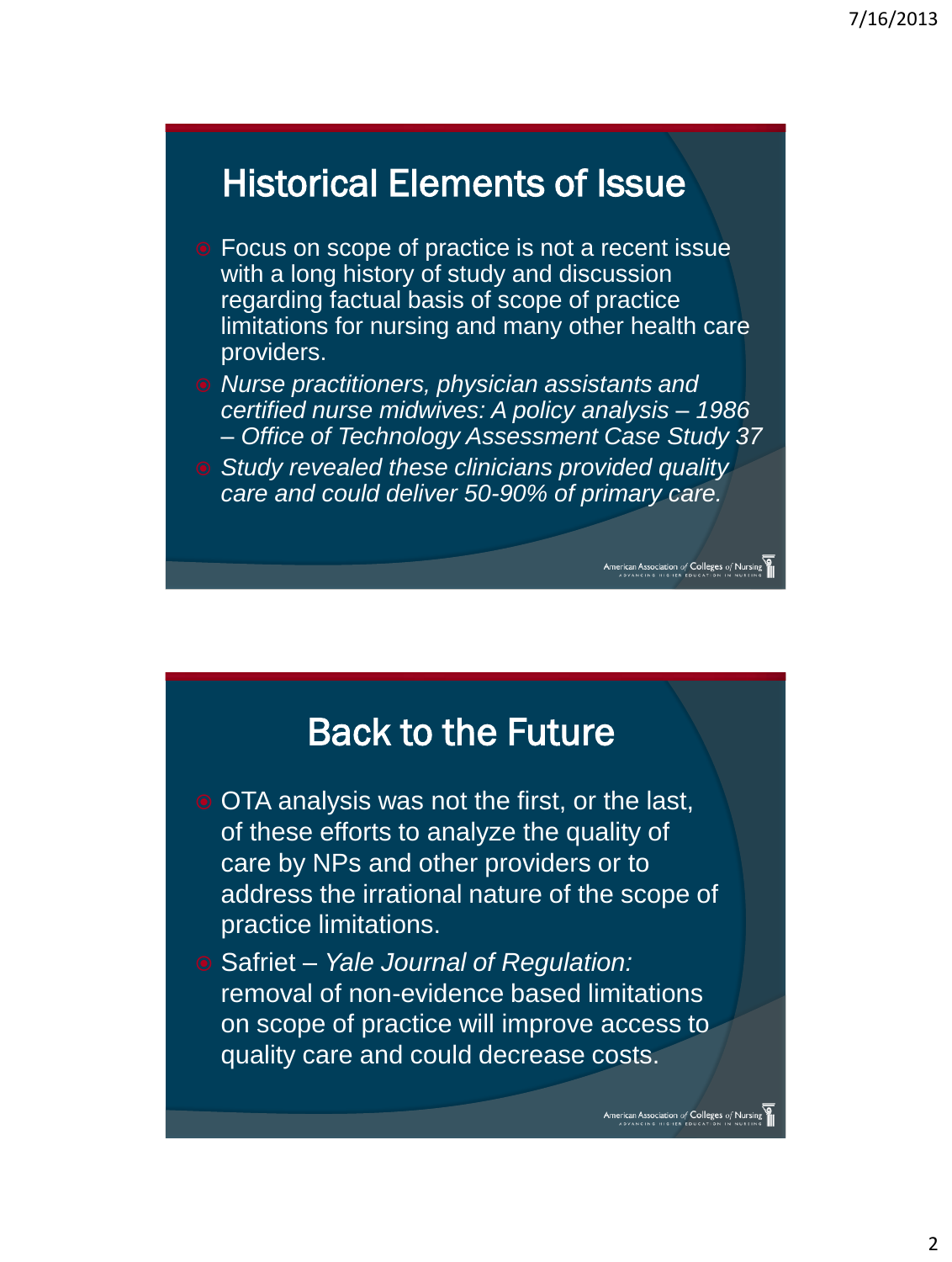## Historical Elements of Issue

- Focus on scope of practice is not a recent issue with a long history of study and discussion regarding factual basis of scope of practice limitations for nursing and many other health care providers.
- *Nurse practitioners, physician assistants and certified nurse midwives: A policy analysis – 1986 – Office of Technology Assessment Case Study 37*
- *Study revealed these clinicians provided quality care and could deliver 50-90% of primary care.*

## Back to the Future

- OTA analysis was not the first, or the last, of these efforts to analyze the quality of care by NPs and other providers or to address the irrational nature of the scope of practice limitations.
- Safriet – *Yale Journal of Regulation:* removal of non-evidence based limitations on scope of practice will improve access to quality care and could decrease costs.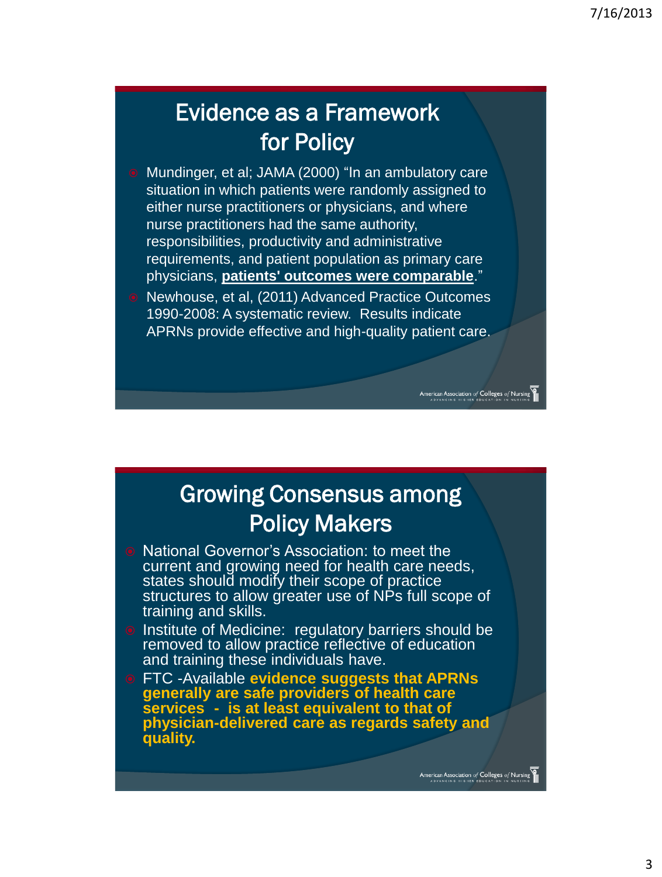## Evidence as a Framework for Policy

- Mundinger, et al; JAMA (2000) "In an ambulatory care situation in which patients were randomly assigned to either nurse practitioners or physicians, and where nurse practitioners had the same authority, responsibilities, productivity and administrative requirements, and patient population as primary care physicians, **patients' outcomes were comparable**."
- Newhouse, et al, (2011) Advanced Practice Outcomes 1990-2008: A systematic review. Results indicate APRNs provide effective and high-quality patient care.

## Growing Consensus among Policy Makers

- National Governor's Association: to meet the current and growing need for health care needs, states should modify their scope of practice structures to allow greater use of NPs full scope of training and skills.
- Institute of Medicine: regulatory barriers should be removed to allow practice reflective of education and training these individuals have.
- FTC -Available **evidence suggests that APRNs generally are safe providers of health care services - is at least equivalent to that of physician-delivered care as regards safety and quality.**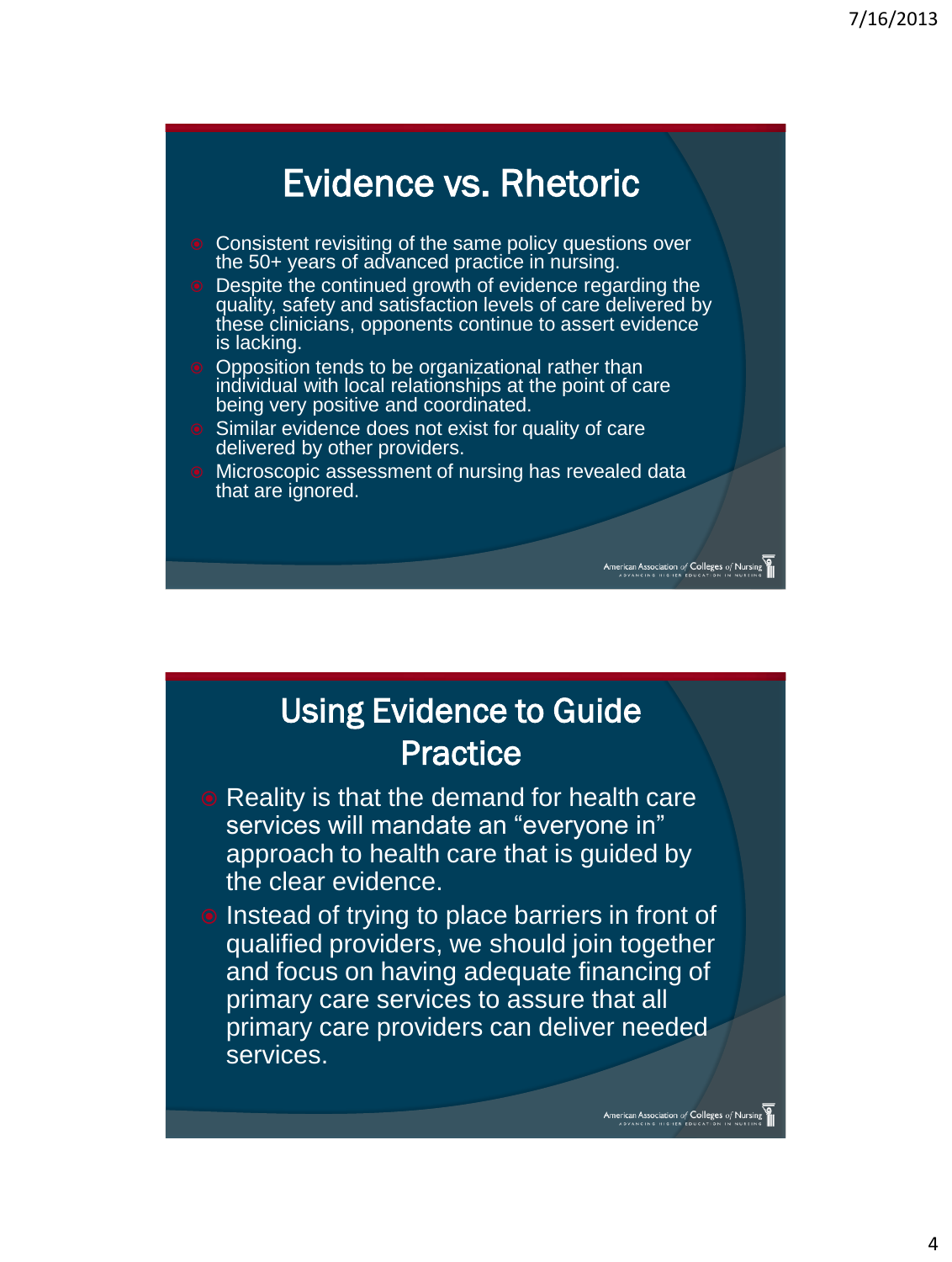## Evidence vs. Rhetoric

- Consistent revisiting of the same policy questions over the 50+ years of advanced practice in nursing.
- Despite the continued growth of evidence regarding the quality, safety and satisfaction levels of care delivered by these clinicians, opponents continue to assert evidence is lacking.
- Opposition tends to be organizational rather than individual with local relationships at the point of care being very positive and coordinated.
- Similar evidence does not exist for quality of care delivered by other providers.
- Microscopic assessment of nursing has revealed data that are ignored.

American Association of Colleges of Nursing

## Using Evidence to Guide Practice

- Reality is that the demand for health care services will mandate an "everyone in" approach to health care that is guided by the clear evidence.
- Instead of trying to place barriers in front of qualified providers, we should join together and focus on having adequate financing of primary care services to assure that all primary care providers can deliver needed services.

American Association of Colleges of Nursing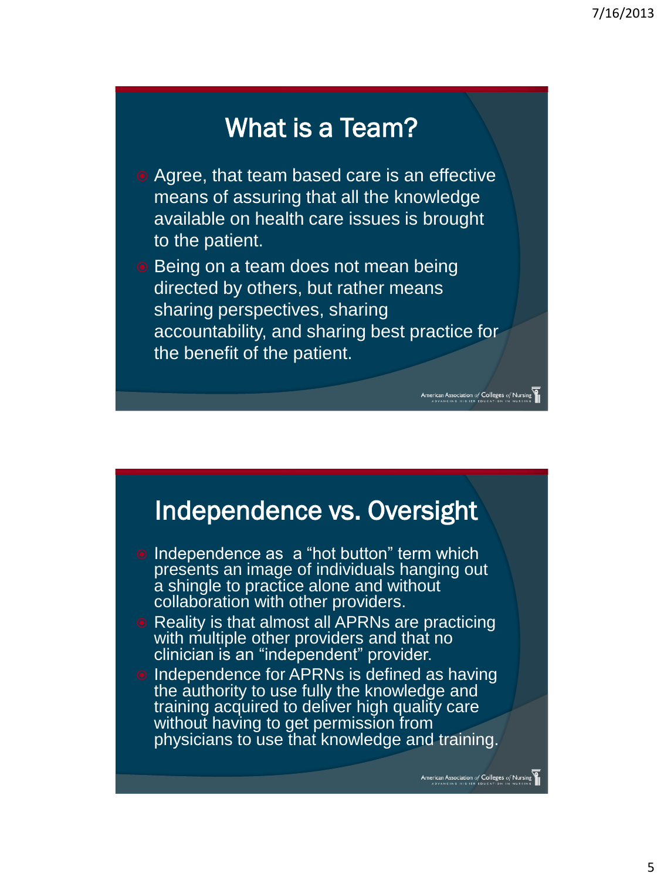## What is a Team?

- Agree, that team based care is an effective means of assuring that all the knowledge available on health care issues is brought to the patient.
- Being on a team does not mean being directed by others, but rather means sharing perspectives, sharing accountability, and sharing best practice for the benefit of the patient.

American Association of Colleges of Nursing

## Independence vs. Oversight

- Independence as a "hot button" term which presents an image of individuals hanging out a shingle to practice alone and without collaboration with other providers.
- Reality is that almost all APRNs are practicing with multiple other providers and that no clinician is an "independent" provider.
- Independence for APRNs is defined as having the authority to use fully the knowledge and training acquired to deliver high quality care without having to get permission from physicians to use that knowledge and training.

American Association of Colleges of Nursing